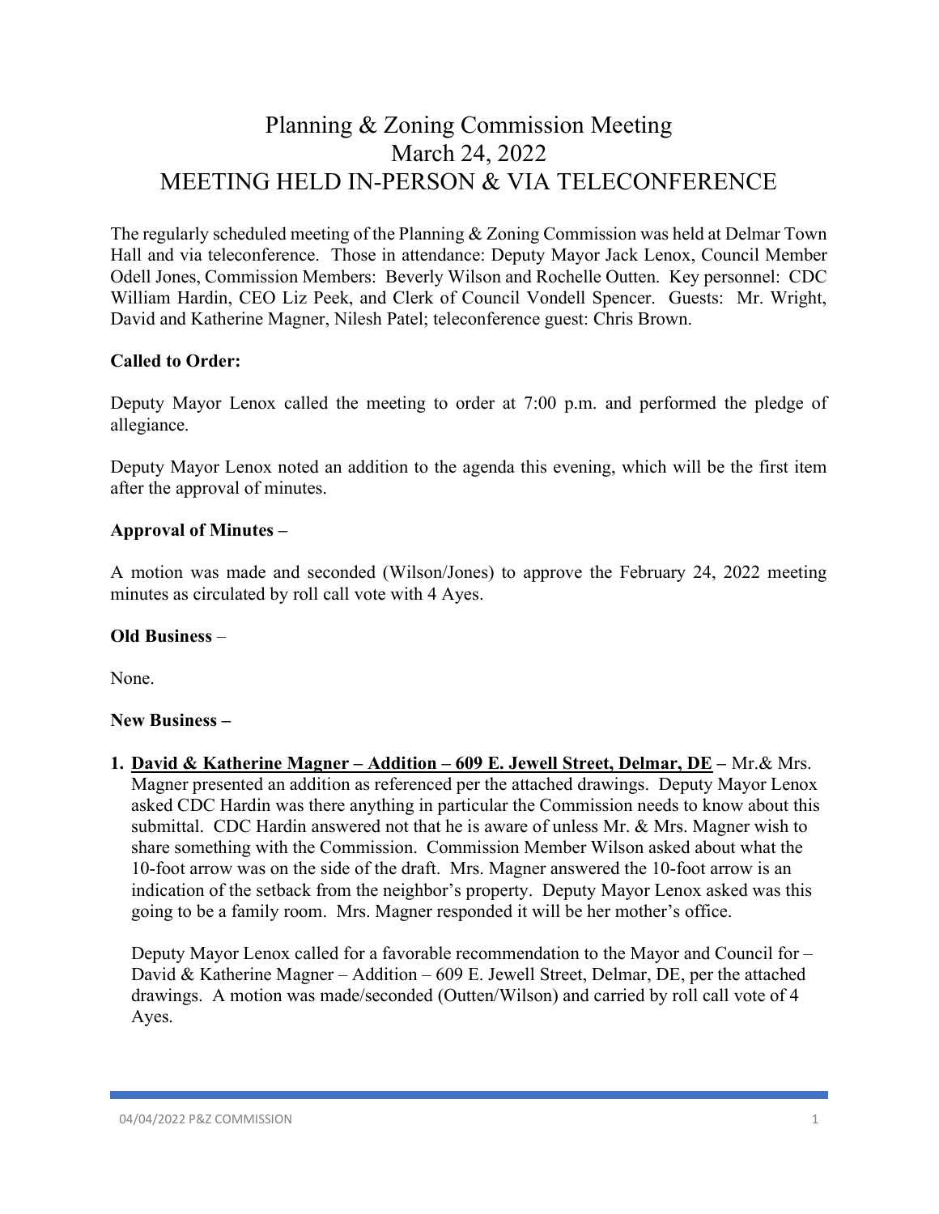# Planning & Zoning Commission Meeting
# March 24, 2022
# MEETING HELD IN-PERSON & VIA TELECONFERENCE

The regularly scheduled meeting of the Planning & Zoning Commission was held at Delmar Town Hall and via teleconference. Those in attendance: Deputy Mayor Jack Lenox, Council Member Odell Jones, Commission Members: Beverly Wilson and Rochelle Outten. Key personnel: CDC William Hardin, CEO Liz Peek, and Clerk of Council Vondell Spencer. Guests: Mr. Wright, David and Katherine Magner, Nilesh Patel; teleconference guest: Chris Brown.

**Called to Order:**

Deputy Mayor Lenox called the meeting to order at 7:00 p.m. and performed the pledge of allegiance.

Deputy Mayor Lenox noted an addition to the agenda this evening, which will be the first item after the approval of minutes.

**Approval of Minutes –**

A motion was made and seconded (Wilson/Jones) to approve the February 24, 2022 meeting minutes as circulated by roll call vote with 4 Ayes.

**Old Business** –

None.

**New Business –**

1. **<u>David & Katherine Magner – Addition – 609 E. Jewell Street, Delmar, DE</u> –** Mr.& Mrs. Magner presented an addition as referenced per the attached drawings. Deputy Mayor Lenox asked CDC Hardin was there anything in particular the Commission needs to know about this submittal. CDC Hardin answered not that he is aware of unless Mr. & Mrs. Magner wish to share something with the Commission. Commission Member Wilson asked about what the 10-foot arrow was on the side of the draft. Mrs. Magner answered the 10-foot arrow is an indication of the setback from the neighbor's property. Deputy Mayor Lenox asked was this going to be a family room. Mrs. Magner responded it will be her mother's office.

   Deputy Mayor Lenox called for a favorable recommendation to the Mayor and Council for – David & Katherine Magner – Addition – 609 E. Jewell Street, Delmar, DE, per the attached drawings. A motion was made/seconded (Outten/Wilson) and carried by roll call vote of 4 Ayes.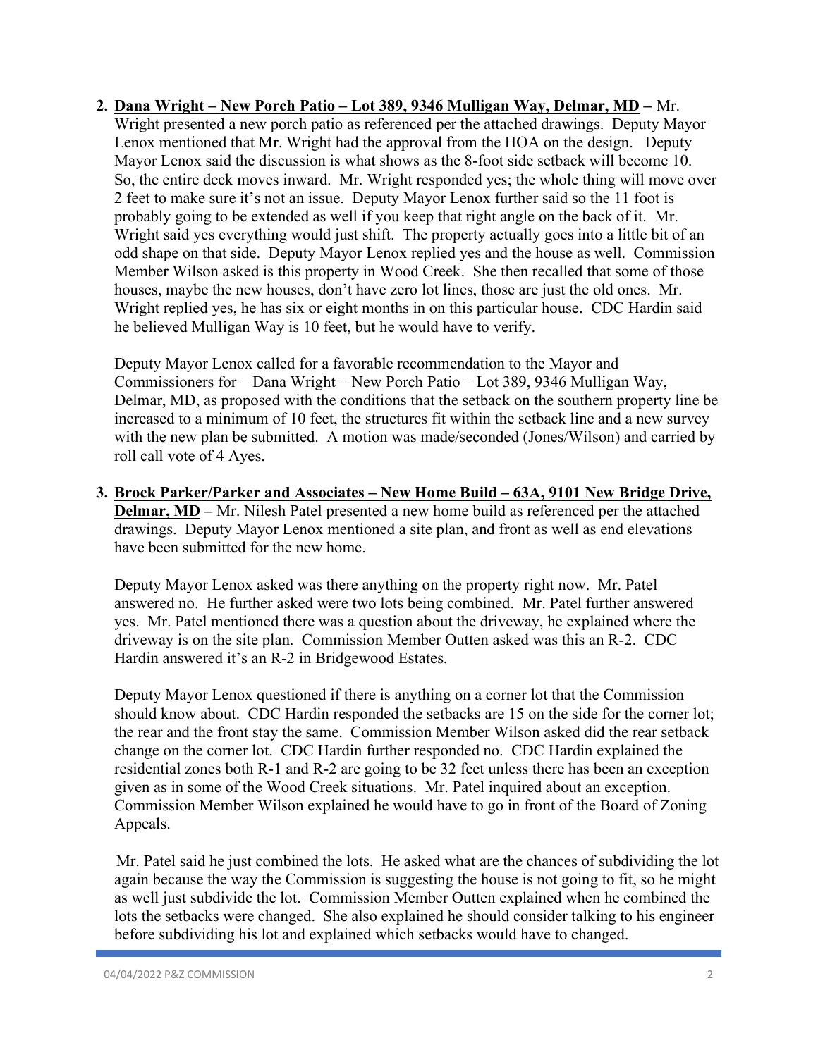2. **Dana Wright – New Porch Patio – Lot 389, 9346 Mulligan Way, Delmar, MD –** Mr. Wright presented a new porch patio as referenced per the attached drawings. Deputy Mayor Lenox mentioned that Mr. Wright had the approval from the HOA on the design. Deputy Mayor Lenox said the discussion is what shows as the 8-foot side setback will become 10. So, the entire deck moves inward. Mr. Wright responded yes; the whole thing will move over 2 feet to make sure it's not an issue. Deputy Mayor Lenox further said so the 11 foot is probably going to be extended as well if you keep that right angle on the back of it. Mr. Wright said yes everything would just shift. The property actually goes into a little bit of an odd shape on that side. Deputy Mayor Lenox replied yes and the house as well. Commission Member Wilson asked is this property in Wood Creek. She then recalled that some of those houses, maybe the new houses, don't have zero lot lines, those are just the old ones. Mr. Wright replied yes, he has six or eight months in on this particular house. CDC Hardin said he believed Mulligan Way is 10 feet, but he would have to verify.

   Deputy Mayor Lenox called for a favorable recommendation to the Mayor and Commissioners for – Dana Wright – New Porch Patio – Lot 389, 9346 Mulligan Way, Delmar, MD, as proposed with the conditions that the setback on the southern property line be increased to a minimum of 10 feet, the structures fit within the setback line and a new survey with the new plan be submitted. A motion was made/seconded (Jones/Wilson) and carried by roll call vote of 4 Ayes.

3. **Brock Parker/Parker and Associates – New Home Build – 63A, 9101 New Bridge Drive, Delmar, MD –** Mr. Nilesh Patel presented a new home build as referenced per the attached drawings. Deputy Mayor Lenox mentioned a site plan, and front as well as end elevations have been submitted for the new home.

   Deputy Mayor Lenox asked was there anything on the property right now. Mr. Patel answered no. He further asked were two lots being combined. Mr. Patel further answered yes. Mr. Patel mentioned there was a question about the driveway, he explained where the driveway is on the site plan. Commission Member Outten asked was this an R-2. CDC Hardin answered it's an R-2 in Bridgewood Estates.

   Deputy Mayor Lenox questioned if there is anything on a corner lot that the Commission should know about. CDC Hardin responded the setbacks are 15 on the side for the corner lot; the rear and the front stay the same. Commission Member Wilson asked did the rear setback change on the corner lot. CDC Hardin further responded no. CDC Hardin explained the residential zones both R-1 and R-2 are going to be 32 feet unless there has been an exception given as in some of the Wood Creek situations. Mr. Patel inquired about an exception. Commission Member Wilson explained he would have to go in front of the Board of Zoning Appeals.

   Mr. Patel said he just combined the lots. He asked what are the chances of subdividing the lot again because the way the Commission is suggesting the house is not going to fit, so he might as well just subdivide the lot. Commission Member Outten explained when he combined the lots the setbacks were changed. She also explained he should consider talking to his engineer before subdividing his lot and explained which setbacks would have to changed.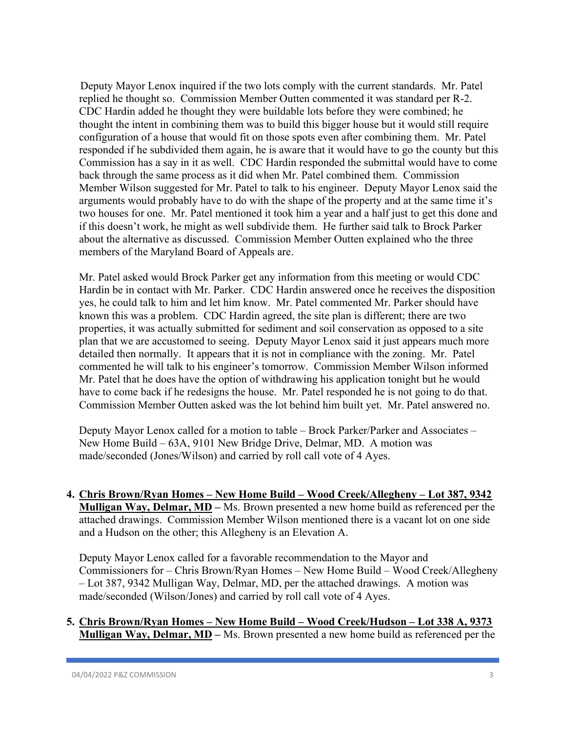Deputy Mayor Lenox inquired if the two lots comply with the current standards. Mr. Patel replied he thought so. Commission Member Outten commented it was standard per R-2. CDC Hardin added he thought they were buildable lots before they were combined; he thought the intent in combining them was to build this bigger house but it would still require configuration of a house that would fit on those spots even after combining them. Mr. Patel responded if he subdivided them again, he is aware that it would have to go the county but this Commission has a say in it as well. CDC Hardin responded the submittal would have to come back through the same process as it did when Mr. Patel combined them. Commission Member Wilson suggested for Mr. Patel to talk to his engineer. Deputy Mayor Lenox said the arguments would probably have to do with the shape of the property and at the same time it's two houses for one. Mr. Patel mentioned it took him a year and a half just to get this done and if this doesn't work, he might as well subdivide them. He further said talk to Brock Parker about the alternative as discussed. Commission Member Outten explained who the three members of the Maryland Board of Appeals are.

Mr. Patel asked would Brock Parker get any information from this meeting or would CDC Hardin be in contact with Mr. Parker. CDC Hardin answered once he receives the disposition yes, he could talk to him and let him know. Mr. Patel commented Mr. Parker should have known this was a problem. CDC Hardin agreed, the site plan is different; there are two properties, it was actually submitted for sediment and soil conservation as opposed to a site plan that we are accustomed to seeing. Deputy Mayor Lenox said it just appears much more detailed then normally. It appears that it is not in compliance with the zoning. Mr. Patel commented he will talk to his engineer's tomorrow. Commission Member Wilson informed Mr. Patel that he does have the option of withdrawing his application tonight but he would have to come back if he redesigns the house. Mr. Patel responded he is not going to do that. Commission Member Outten asked was the lot behind him built yet. Mr. Patel answered no.

Deputy Mayor Lenox called for a motion to table – Brock Parker/Parker and Associates – New Home Build – 63A, 9101 New Bridge Drive, Delmar, MD. A motion was made/seconded (Jones/Wilson) and carried by roll call vote of 4 Ayes.

4. **<u>Chris Brown/Ryan Homes – New Home Build – Wood Creek/Allegheny – Lot 387, 9342 Mulligan Way, Delmar, MD</u> –** Ms. Brown presented a new home build as referenced per the attached drawings. Commission Member Wilson mentioned there is a vacant lot on one side and a Hudson on the other; this Allegheny is an Elevation A.

   Deputy Mayor Lenox called for a favorable recommendation to the Mayor and Commissioners for – Chris Brown/Ryan Homes – New Home Build – Wood Creek/Allegheny – Lot 387, 9342 Mulligan Way, Delmar, MD, per the attached drawings. A motion was made/seconded (Wilson/Jones) and carried by roll call vote of 4 Ayes.

5. **<u>Chris Brown/Ryan Homes – New Home Build – Wood Creek/Hudson – Lot 338 A, 9373 Mulligan Way, Delmar, MD</u> –** Ms. Brown presented a new home build as referenced per the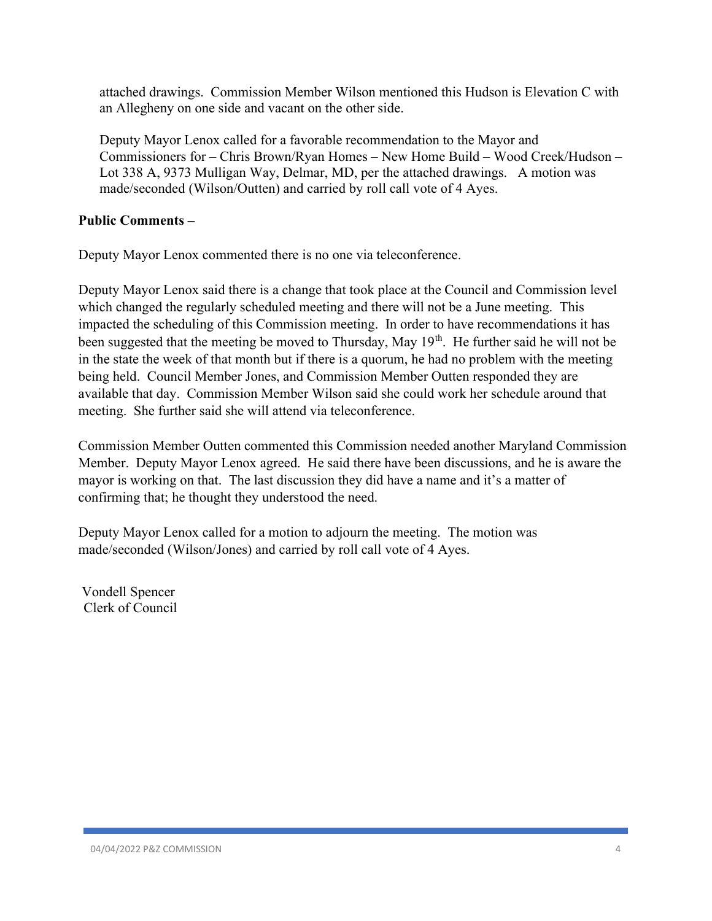attached drawings. Commission Member Wilson mentioned this Hudson is Elevation C with an Allegheny on one side and vacant on the other side.

Deputy Mayor Lenox called for a favorable recommendation to the Mayor and Commissioners for – Chris Brown/Ryan Homes – New Home Build – Wood Creek/Hudson – Lot 338 A, 9373 Mulligan Way, Delmar, MD, per the attached drawings. A motion was made/seconded (Wilson/Outten) and carried by roll call vote of 4 Ayes.

**Public Comments –**

Deputy Mayor Lenox commented there is no one via teleconference.

Deputy Mayor Lenox said there is a change that took place at the Council and Commission level which changed the regularly scheduled meeting and there will not be a June meeting. This impacted the scheduling of this Commission meeting. In order to have recommendations it has been suggested that the meeting be moved to Thursday, May 19th. He further said he will not be in the state the week of that month but if there is a quorum, he had no problem with the meeting being held. Council Member Jones, and Commission Member Outten responded they are available that day. Commission Member Wilson said she could work her schedule around that meeting. She further said she will attend via teleconference.

Commission Member Outten commented this Commission needed another Maryland Commission Member. Deputy Mayor Lenox agreed. He said there have been discussions, and he is aware the mayor is working on that. The last discussion they did have a name and it's a matter of confirming that; he thought they understood the need.

Deputy Mayor Lenox called for a motion to adjourn the meeting. The motion was made/seconded (Wilson/Jones) and carried by roll call vote of 4 Ayes.

Vondell Spencer
Clerk of Council